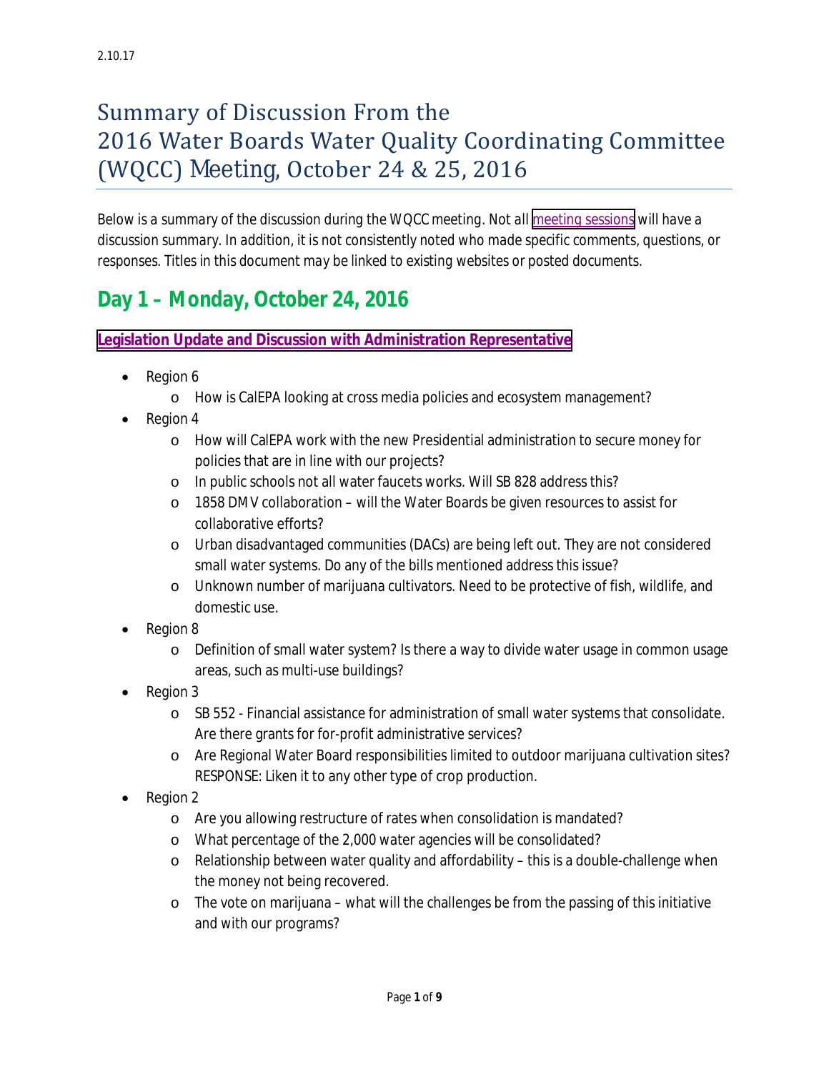2.10.17

# Summary of Discussion From the 2016 Water Boards Water Quality Coordinating Committee (WQCC) Meeting, October 24 & 25, 2016

*Below is a summary of the discussion during the WQCC meeting. Not all meeting sessions will have a discussion summary. In addition, it is not consistently noted who made specific comments, questions, or responses. Titles in this document may be linked to existing websites or posted documents.*

## Day 1 – Monday, October 24, 2016

### Legislation Update and Discussion with Administration Representative

- Region 6
  - How is CalEPA looking at cross media policies and ecosystem management?
- Region 4
  - How will CalEPA work with the new Presidential administration to secure money for policies that are in line with our projects?
  - In public schools not all water faucets works. Will SB 828 address this?
  - 1858 DMV collaboration – will the Water Boards be given resources to assist for collaborative efforts?
  - Urban disadvantaged communities (DACs) are being left out. They are not considered small water systems. Do any of the bills mentioned address this issue?
  - Unknown number of marijuana cultivators. Need to be protective of fish, wildlife, and domestic use.
- Region 8
  - Definition of small water system? Is there a way to divide water usage in common usage areas, such as multi-use buildings?
- Region 3
  - SB 552 - Financial assistance for administration of small water systems that consolidate. Are there grants for for-profit administrative services?
  - Are Regional Water Board responsibilities limited to outdoor marijuana cultivation sites? RESPONSE: Liken it to any other type of crop production.
- Region 2
  - Are you allowing restructure of rates when consolidation is mandated?
  - What percentage of the 2,000 water agencies will be consolidated?
  - Relationship between water quality and affordability – this is a double-challenge when the money not being recovered.
  - The vote on marijuana – what will the challenges be from the passing of this initiative and with our programs?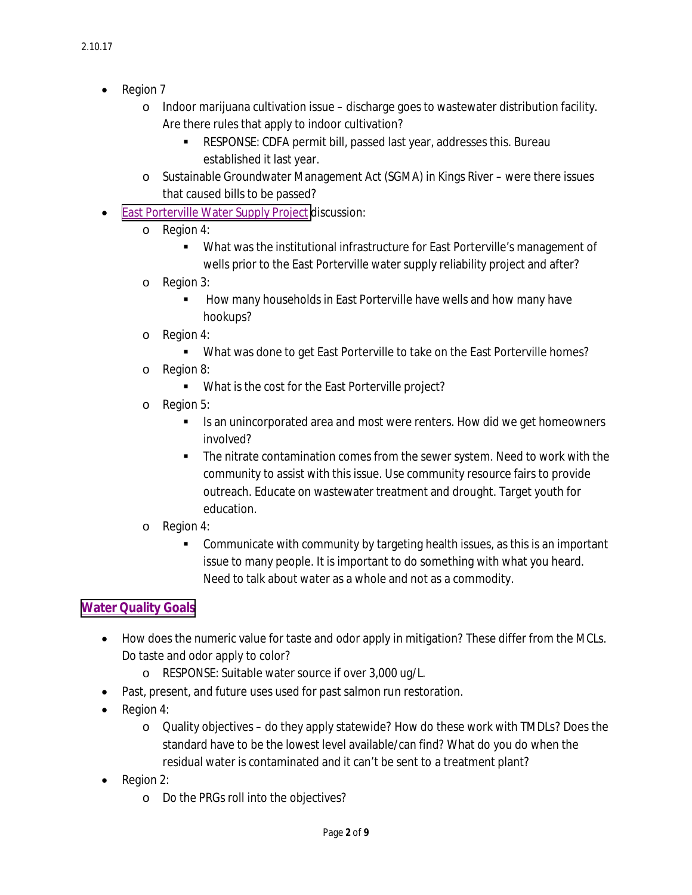- Region 7
  - Indoor marijuana cultivation issue – discharge goes to wastewater distribution facility. Are there rules that apply to indoor cultivation?
    - RESPONSE: CDFA permit bill, passed last year, addresses this. Bureau established it last year.
  - Sustainable Groundwater Management Act (SGMA) in Kings River – were there issues that caused bills to be passed?
- East Porterville Water Supply Project discussion:
  - Region 4:
    - What was the institutional infrastructure for East Porterville's management of wells prior to the East Porterville water supply reliability project and after?
  - Region 3:
    - How many households in East Porterville have wells and how many have hookups?
  - Region 4:
    - What was done to get East Porterville to take on the East Porterville homes?
  - Region 8:
    - What is the cost for the East Porterville project?
  - Region 5:
    - Is an unincorporated area and most were renters. How did we get homeowners involved?
    - The nitrate contamination comes from the sewer system. Need to work with the community to assist with this issue. Use community resource fairs to provide outreach. Educate on wastewater treatment and drought. Target youth for education.
  - Region 4:
    - Communicate with community by targeting health issues, as this is an important issue to many people. It is important to do something with what you heard. Need to talk about water as a whole and not as a commodity.

## Water Quality Goals

- How does the numeric value for taste and odor apply in mitigation? These differ from the MCLs. Do taste and odor apply to color?
  - RESPONSE: Suitable water source if over 3,000 ug/L.
- Past, present, and future uses used for past salmon run restoration.
- Region 4:
  - Quality objectives – do they apply statewide? How do these work with TMDLs? Does the standard have to be the lowest level available/can find? What do you do when the residual water is contaminated and it can't be sent to a treatment plant?
- Region 2:
  - Do the PRGs roll into the objectives?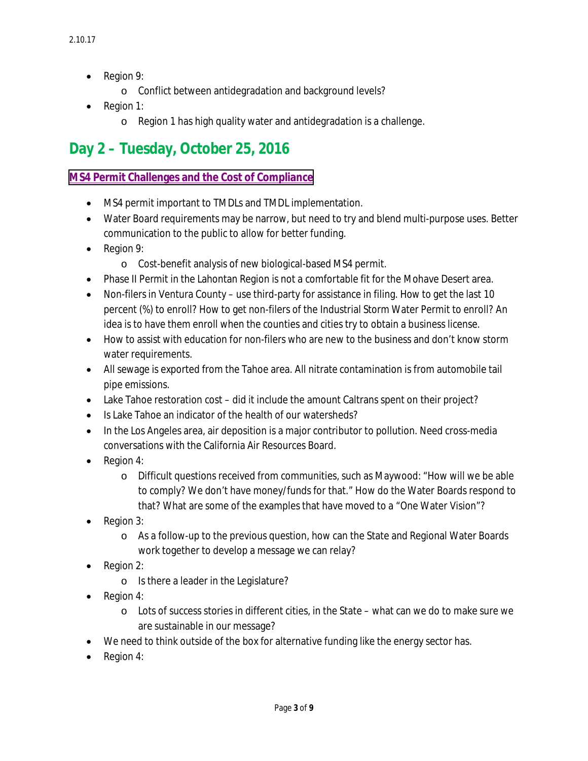- Region 9:
  - Conflict between antidegradation and background levels?
- Region 1:
  - Region 1 has high quality water and antidegradation is a challenge.

## Day 2 – Tuesday, October 25, 2016

### MS4 Permit Challenges and the Cost of Compliance

- MS4 permit important to TMDLs and TMDL implementation.
- Water Board requirements may be narrow, but need to try and blend multi-purpose uses. Better communication to the public to allow for better funding.
- Region 9:
  - Cost-benefit analysis of new biological-based MS4 permit.
- Phase II Permit in the Lahontan Region is not a comfortable fit for the Mohave Desert area.
- Non-filers in Ventura County – use third-party for assistance in filing. How to get the last 10 percent (%) to enroll? How to get non-filers of the Industrial Storm Water Permit to enroll? An idea is to have them enroll when the counties and cities try to obtain a business license.
- How to assist with education for non-filers who are new to the business and don't know storm water requirements.
- All sewage is exported from the Tahoe area. All nitrate contamination is from automobile tail pipe emissions.
- Lake Tahoe restoration cost – did it include the amount Caltrans spent on their project?
- Is Lake Tahoe an indicator of the health of our watersheds?
- In the Los Angeles area, air deposition is a major contributor to pollution. Need cross-media conversations with the California Air Resources Board.
- Region 4:
  - Difficult questions received from communities, such as Maywood: "How will we be able to comply? We don't have money/funds for that." How do the Water Boards respond to that? What are some of the examples that have moved to a "One Water Vision"?
- Region 3:
  - As a follow-up to the previous question, how can the State and Regional Water Boards work together to develop a message we can relay?
- Region 2:
  - Is there a leader in the Legislature?
- Region 4:
  - Lots of success stories in different cities, in the State – what can we do to make sure we are sustainable in our message?
- We need to think outside of the box for alternative funding like the energy sector has.
- Region 4: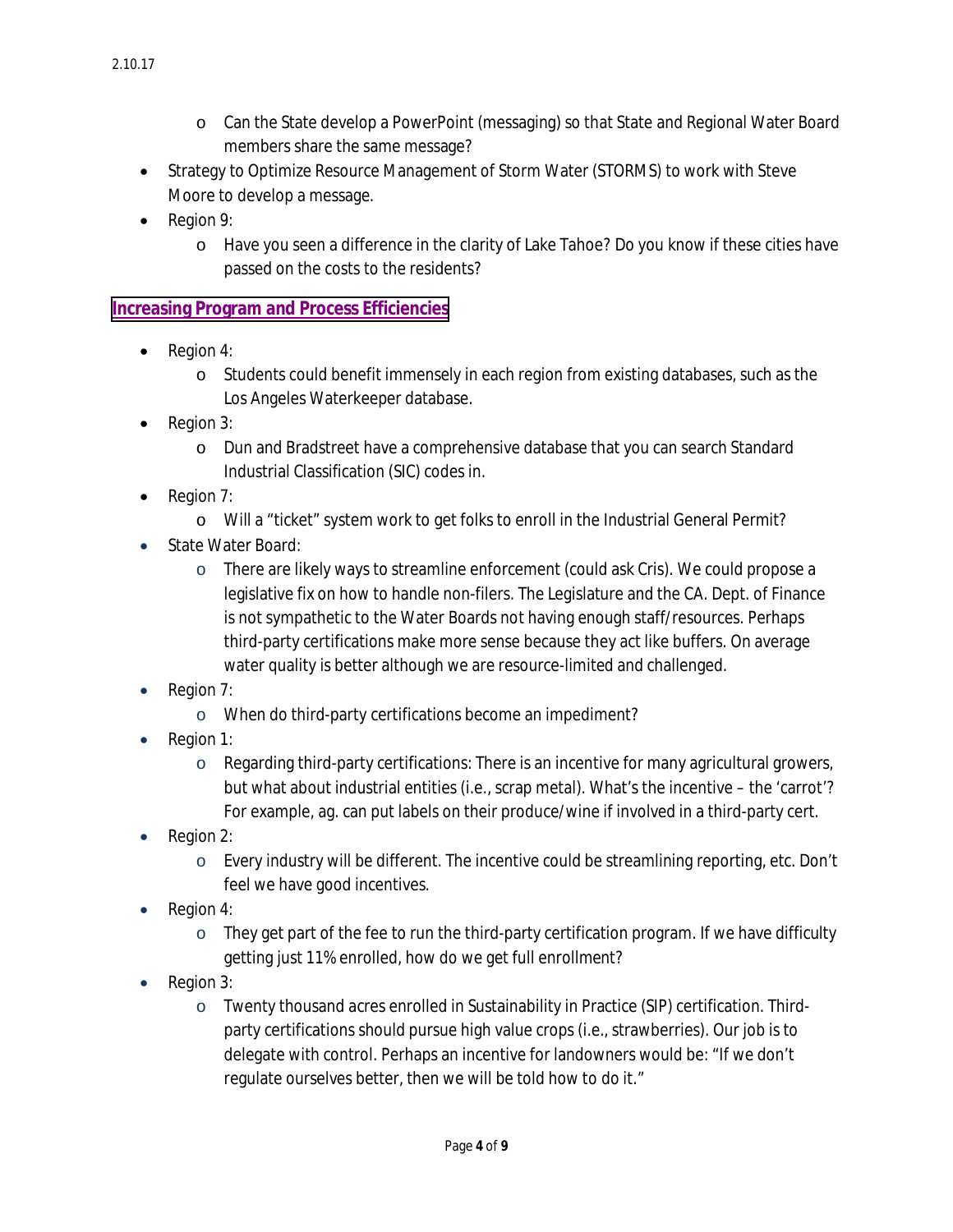- Can the State develop a PowerPoint (messaging) so that State and Regional Water Board members share the same message?
- Strategy to Optimize Resource Management of Storm Water (STORMS) to work with Steve Moore to develop a message.
- Region 9:
  - Have you seen a difference in the clarity of Lake Tahoe? Do you know if these cities have passed on the costs to the residents?

## Increasing Program and Process Efficiencies

- Region 4:
  - Students could benefit immensely in each region from existing databases, such as the Los Angeles Waterkeeper database.
- Region 3:
  - Dun and Bradstreet have a comprehensive database that you can search Standard Industrial Classification (SIC) codes in.
- Region 7:
  - Will a "ticket" system work to get folks to enroll in the Industrial General Permit?
- State Water Board:
  - There are likely ways to streamline enforcement (could ask Cris). We could propose a legislative fix on how to handle non-filers. The Legislature and the CA. Dept. of Finance is not sympathetic to the Water Boards not having enough staff/resources. Perhaps third-party certifications make more sense because they act like buffers. On average water quality is better although we are resource-limited and challenged.
- Region 7:
  - When do third-party certifications become an impediment?
- Region 1:
  - Regarding third-party certifications: There is an incentive for many agricultural growers, but what about industrial entities (i.e., scrap metal). What's the incentive – the 'carrot'? For example, ag. can put labels on their produce/wine if involved in a third-party cert.
- Region 2:
  - Every industry will be different. The incentive could be streamlining reporting, etc. Don't feel we have good incentives.
- Region 4:
  - They get part of the fee to run the third-party certification program. If we have difficulty getting just 11% enrolled, how do we get full enrollment?
- Region 3:
  - Twenty thousand acres enrolled in Sustainability in Practice (SIP) certification. Third-party certifications should pursue high value crops (i.e., strawberries). Our job is to delegate with control. Perhaps an incentive for landowners would be: "If we don't regulate ourselves better, then we will be told how to do it."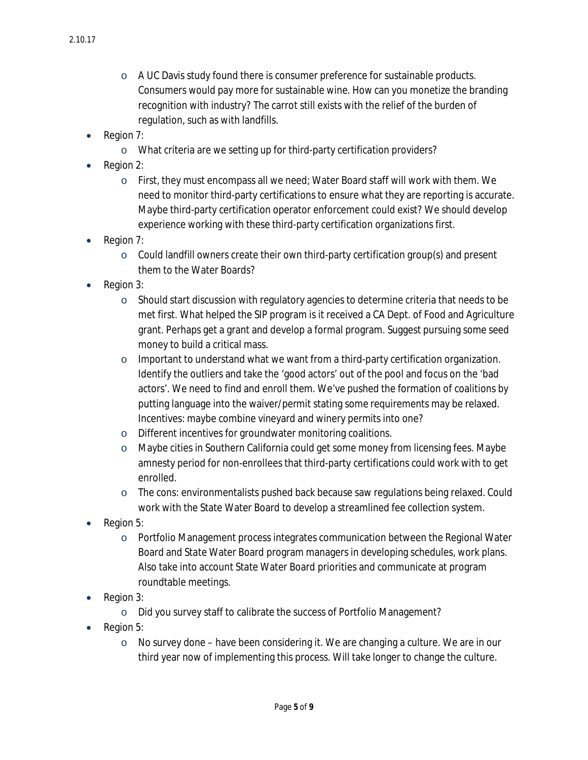- A UC Davis study found there is consumer preference for sustainable products. Consumers would pay more for sustainable wine. How can you monetize the branding recognition with industry? The carrot still exists with the relief of the burden of regulation, such as with landfills.

- Region 7:
    - What criteria are we setting up for third-party certification providers?
- Region 2:
    - First, they must encompass all we need; Water Board staff will work with them. We need to monitor third-party certifications to ensure what they are reporting is accurate. Maybe third-party certification operator enforcement could exist? We should develop experience working with these third-party certification organizations first.
- Region 7:
    - Could landfill owners create their own third-party certification group(s) and present them to the Water Boards?
- Region 3:
    - Should start discussion with regulatory agencies to determine criteria that needs to be met first. What helped the SIP program is it received a CA Dept. of Food and Agriculture grant. Perhaps get a grant and develop a formal program. Suggest pursuing some seed money to build a critical mass.
    - Important to understand what we want from a third-party certification organization. Identify the outliers and take the 'good actors' out of the pool and focus on the 'bad actors'. We need to find and enroll them. We've pushed the formation of coalitions by putting language into the waiver/permit stating some requirements may be relaxed. Incentives: maybe combine vineyard and winery permits into one?
    - Different incentives for groundwater monitoring coalitions.
    - Maybe cities in Southern California could get some money from licensing fees. Maybe amnesty period for non-enrollees that third-party certifications could work with to get enrolled.
    - The cons: environmentalists pushed back because saw regulations being relaxed. Could work with the State Water Board to develop a streamlined fee collection system.
- Region 5:
    - Portfolio Management process integrates communication between the Regional Water Board and State Water Board program managers in developing schedules, work plans. Also take into account State Water Board priorities and communicate at program roundtable meetings.
- Region 3:
    - Did you survey staff to calibrate the success of Portfolio Management?
- Region 5:
    - No survey done – have been considering it. We are changing a culture. We are in our third year now of implementing this process. Will take longer to change the culture.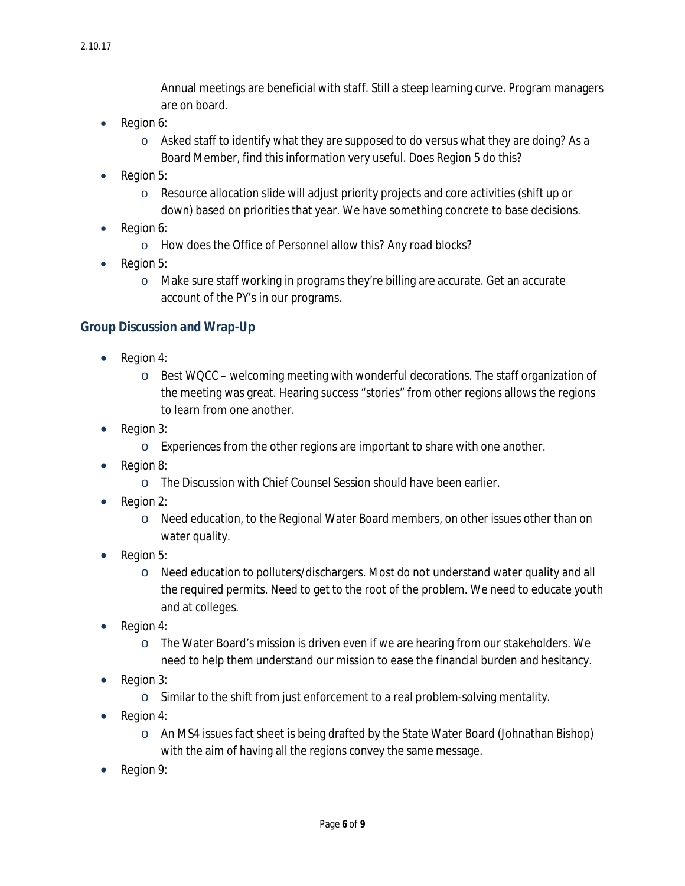Annual meetings are beneficial with staff. Still a steep learning curve. Program managers are on board.

- Region 6:
  - Asked staff to identify what they are supposed to do versus what they are doing? As a Board Member, find this information very useful. Does Region 5 do this?
- Region 5:
  - Resource allocation slide will adjust priority projects and core activities (shift up or down) based on priorities that year. We have something concrete to base decisions.
- Region 6:
  - How does the Office of Personnel allow this? Any road blocks?
- Region 5:
  - Make sure staff working in programs they're billing are accurate. Get an accurate account of the PY's in our programs.

## Group Discussion and Wrap-Up

- Region 4:
  - Best WQCC – welcoming meeting with wonderful decorations. The staff organization of the meeting was great. Hearing success "stories" from other regions allows the regions to learn from one another.
- Region 3:
  - Experiences from the other regions are important to share with one another.
- Region 8:
  - The Discussion with Chief Counsel Session should have been earlier.
- Region 2:
  - Need education, to the Regional Water Board members, on other issues other than on water quality.
- Region 5:
  - Need education to polluters/dischargers. Most do not understand water quality and all the required permits. Need to get to the root of the problem. We need to educate youth and at colleges.
- Region 4:
  - The Water Board's mission is driven even if we are hearing from our stakeholders. We need to help them understand our mission to ease the financial burden and hesitancy.
- Region 3:
  - Similar to the shift from just enforcement to a real problem-solving mentality.
- Region 4:
  - An MS4 issues fact sheet is being drafted by the State Water Board (Johnathan Bishop) with the aim of having all the regions convey the same message.
- Region 9: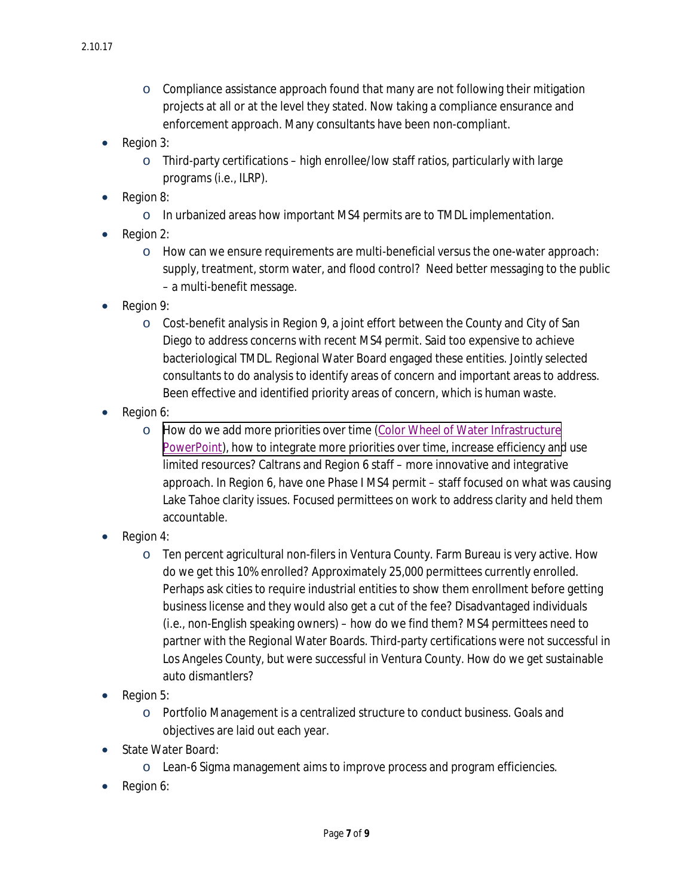- Compliance assistance approach found that many are not following their mitigation projects at all or at the level they stated. Now taking a compliance ensurance and enforcement approach. Many consultants have been non-compliant.

- Region 3:
  - Third-party certifications – high enrollee/low staff ratios, particularly with large programs (i.e., ILRP).
- Region 8:
  - In urbanized areas how important MS4 permits are to TMDL implementation.
- Region 2:
  - How can we ensure requirements are multi-beneficial versus the one-water approach: supply, treatment, storm water, and flood control? Need better messaging to the public – a multi-benefit message.
- Region 9:
  - Cost-benefit analysis in Region 9, a joint effort between the County and City of San Diego to address concerns with recent MS4 permit. Said too expensive to achieve bacteriological TMDL. Regional Water Board engaged these entities. Jointly selected consultants to do analysis to identify areas of concern and important areas to address. Been effective and identified priority areas of concern, which is human waste.
- Region 6:
  - How do we add more priorities over time (Color Wheel of Water Infrastructure PowerPoint), how to integrate more priorities over time, increase efficiency and use limited resources? Caltrans and Region 6 staff – more innovative and integrative approach. In Region 6, have one Phase I MS4 permit – staff focused on what was causing Lake Tahoe clarity issues. Focused permittees on work to address clarity and held them accountable.
- Region 4:
  - Ten percent agricultural non-filers in Ventura County. Farm Bureau is very active. How do we get this 10% enrolled? Approximately 25,000 permittees currently enrolled. Perhaps ask cities to require industrial entities to show them enrollment before getting business license and they would also get a cut of the fee? Disadvantaged individuals (i.e., non-English speaking owners) – how do we find them? MS4 permittees need to partner with the Regional Water Boards. Third-party certifications were not successful in Los Angeles County, but were successful in Ventura County. How do we get sustainable auto dismantlers?
- Region 5:
  - Portfolio Management is a centralized structure to conduct business. Goals and objectives are laid out each year.
- State Water Board:
  - Lean-6 Sigma management aims to improve process and program efficiencies.
- Region 6: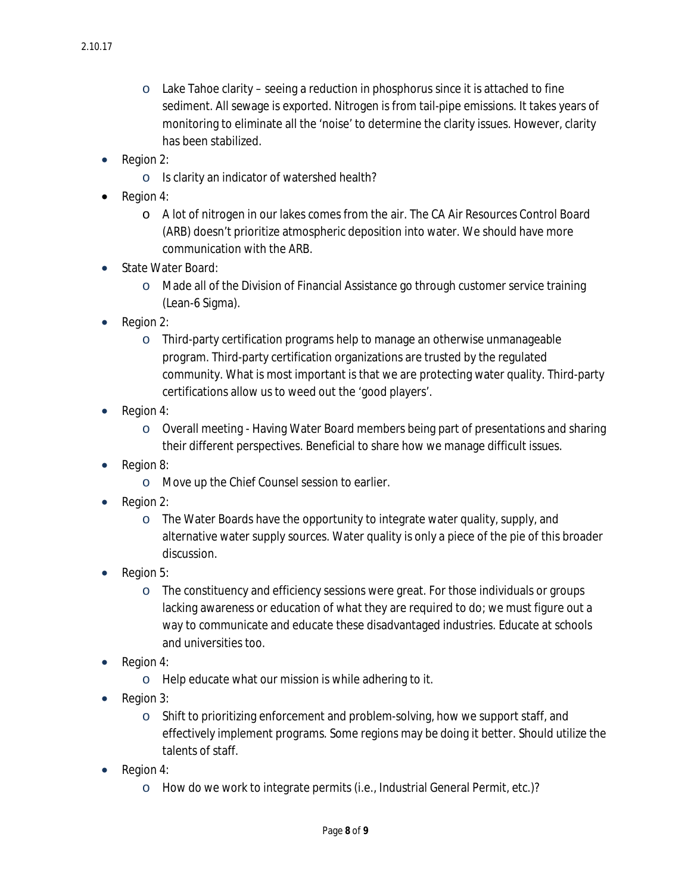- Lake Tahoe clarity – seeing a reduction in phosphorus since it is attached to fine sediment. All sewage is exported. Nitrogen is from tail-pipe emissions. It takes years of monitoring to eliminate all the 'noise' to determine the clarity issues. However, clarity has been stabilized.

- Region 2:
  - Is clarity an indicator of watershed health?
- Region 4:
  - A lot of nitrogen in our lakes comes from the air. The CA Air Resources Control Board (ARB) doesn't prioritize atmospheric deposition into water. We should have more communication with the ARB.
- State Water Board:
  - Made all of the Division of Financial Assistance go through customer service training (Lean-6 Sigma).
- Region 2:
  - Third-party certification programs help to manage an otherwise unmanageable program. Third-party certification organizations are trusted by the regulated community. What is most important is that we are protecting water quality. Third-party certifications allow us to weed out the 'good players'.
- Region 4:
  - Overall meeting - Having Water Board members being part of presentations and sharing their different perspectives. Beneficial to share how we manage difficult issues.
- Region 8:
  - Move up the Chief Counsel session to earlier.
- Region 2:
  - The Water Boards have the opportunity to integrate water quality, supply, and alternative water supply sources. Water quality is only a piece of the pie of this broader discussion.
- Region 5:
  - The constituency and efficiency sessions were great. For those individuals or groups lacking awareness or education of what they are required to do; we must figure out a way to communicate and educate these disadvantaged industries. Educate at schools and universities too.
- Region 4:
  - Help educate what our mission is while adhering to it.
- Region 3:
  - Shift to prioritizing enforcement and problem-solving, how we support staff, and effectively implement programs. Some regions may be doing it better. Should utilize the talents of staff.
- Region 4:
  - How do we work to integrate permits (i.e., Industrial General Permit, etc.)?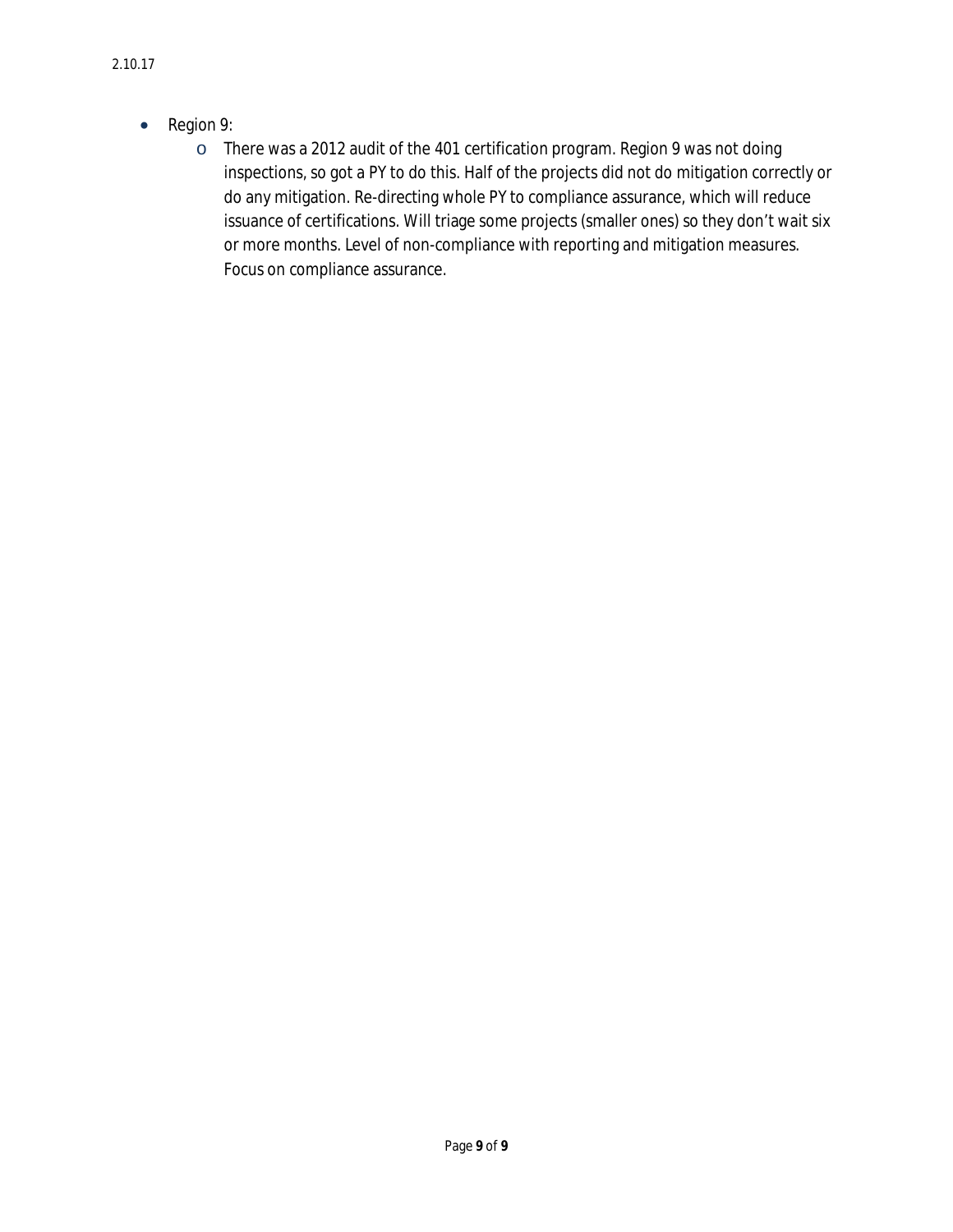- Region 9:
    - There was a 2012 audit of the 401 certification program. Region 9 was not doing inspections, so got a PY to do this. Half of the projects did not do mitigation correctly or do any mitigation. Re-directing whole PY to compliance assurance, which will reduce issuance of certifications. Will triage some projects (smaller ones) so they don't wait six or more months. Level of non-compliance with reporting and mitigation measures. Focus on compliance assurance.